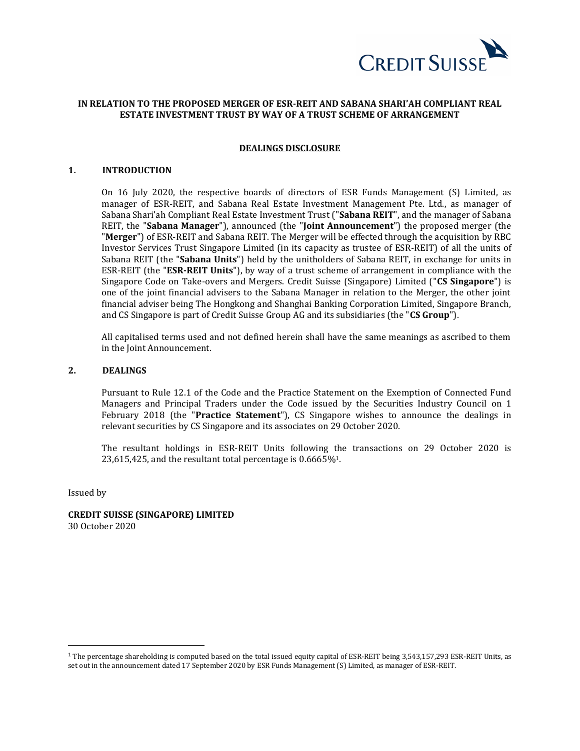**IN RELATION TO THE PROPOSED MERGER OF ESR-REIT AND SABANA SHARI'AH COMPLIANT REAL ESTATE INVESTMENT TRUST BY WAY OF A TRUST SCHEME OF ARRANGEMENT**

**DEALINGS DISCLOSURE**

## 1. INTRODUCTION

On 16 July 2020, the respective boards of directors of ESR Funds Management (S) Limited, as manager of ESR-REIT, and Sabana Real Estate Investment Management Pte. Ltd., as manager of Sabana Shari'ah Compliant Real Estate Investment Trust ("**Sabana REIT**", and the manager of Sabana REIT, the "**Sabana Manager**"), announced (the "**Joint Announcement**") the proposed merger (the "**Merger**") of ESR-REIT and Sabana REIT. The Merger will be effected through the acquisition by RBC Investor Services Trust Singapore Limited (in its capacity as trustee of ESR-REIT) of all the units of Sabana REIT (the "**Sabana Units**") held by the unitholders of Sabana REIT, in exchange for units in ESR-REIT (the "**ESR-REIT Units**"), by way of a trust scheme of arrangement in compliance with the Singapore Code on Take-overs and Mergers. Credit Suisse (Singapore) Limited ("**CS Singapore**") is one of the joint financial advisers to the Sabana Manager in relation to the Merger, the other joint financial adviser being The Hongkong and Shanghai Banking Corporation Limited, Singapore Branch, and CS Singapore is part of Credit Suisse Group AG and its subsidiaries (the "**CS Group**").

All capitalised terms used and not defined herein shall have the same meanings as ascribed to them in the Joint Announcement.

## 2. DEALINGS

Pursuant to Rule 12.1 of the Code and the Practice Statement on the Exemption of Connected Fund Managers and Principal Traders under the Code issued by the Securities Industry Council on 1 February 2018 (the "**Practice Statement**"), CS Singapore wishes to announce the dealings in relevant securities by CS Singapore and its associates on 29 October 2020.

The resultant holdings in ESR-REIT Units following the transactions on 29 October 2020 is 23,615,425, and the resultant total percentage is 0.6665%[1].

Issued by

**CREDIT SUISSE (SINGAPORE) LIMITED**
30 October 2020

[1] The percentage shareholding is computed based on the total issued equity capital of ESR-REIT being 3,543,157,293 ESR-REIT Units, as set out in the announcement dated 17 September 2020 by ESR Funds Management (S) Limited, as manager of ESR-REIT.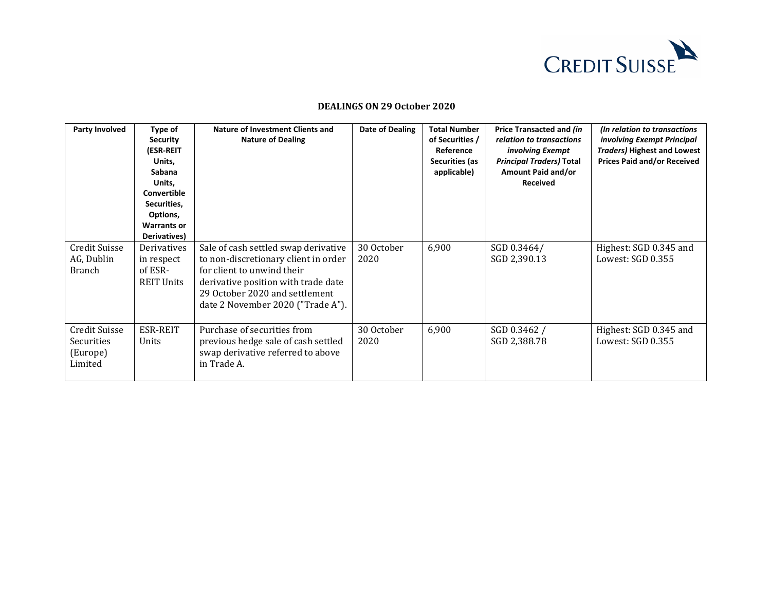**DEALINGS ON 29 October 2020**

| Party Involved | Type of Security (ESR-REIT Units, Sabana Units, Convertible Securities, Options, Warrants or Derivatives) | Nature of Investment Clients and Nature of Dealing | Date of Dealing | Total Number of Securities / Reference Securities (as applicable) | Price Transacted and *(in relation to transactions involving Exempt Principal Traders)* Total Amount Paid and/or Received | *(In relation to transactions involving Exempt Principal Traders)* Highest and Lowest Prices Paid and/or Received |
|---|---|---|---|---|---|---|
| Credit Suisse AG, Dublin Branch | Derivatives in respect of ESR-REIT Units | Sale of cash settled swap derivative to non-discretionary client in order for client to unwind their derivative position with trade date 29 October 2020 and settlement date 2 November 2020 ("Trade A"). | 30 October 2020 | 6,900 | SGD 0.3464/ SGD 2,390.13 | Highest: SGD 0.345 and Lowest: SGD 0.355 |
| Credit Suisse Securities (Europe) Limited | ESR-REIT Units | Purchase of securities from previous hedge sale of cash settled swap derivative referred to above in Trade A. | 30 October 2020 | 6,900 | SGD 0.3462 / SGD 2,388.78 | Highest: SGD 0.345 and Lowest: SGD 0.355 |